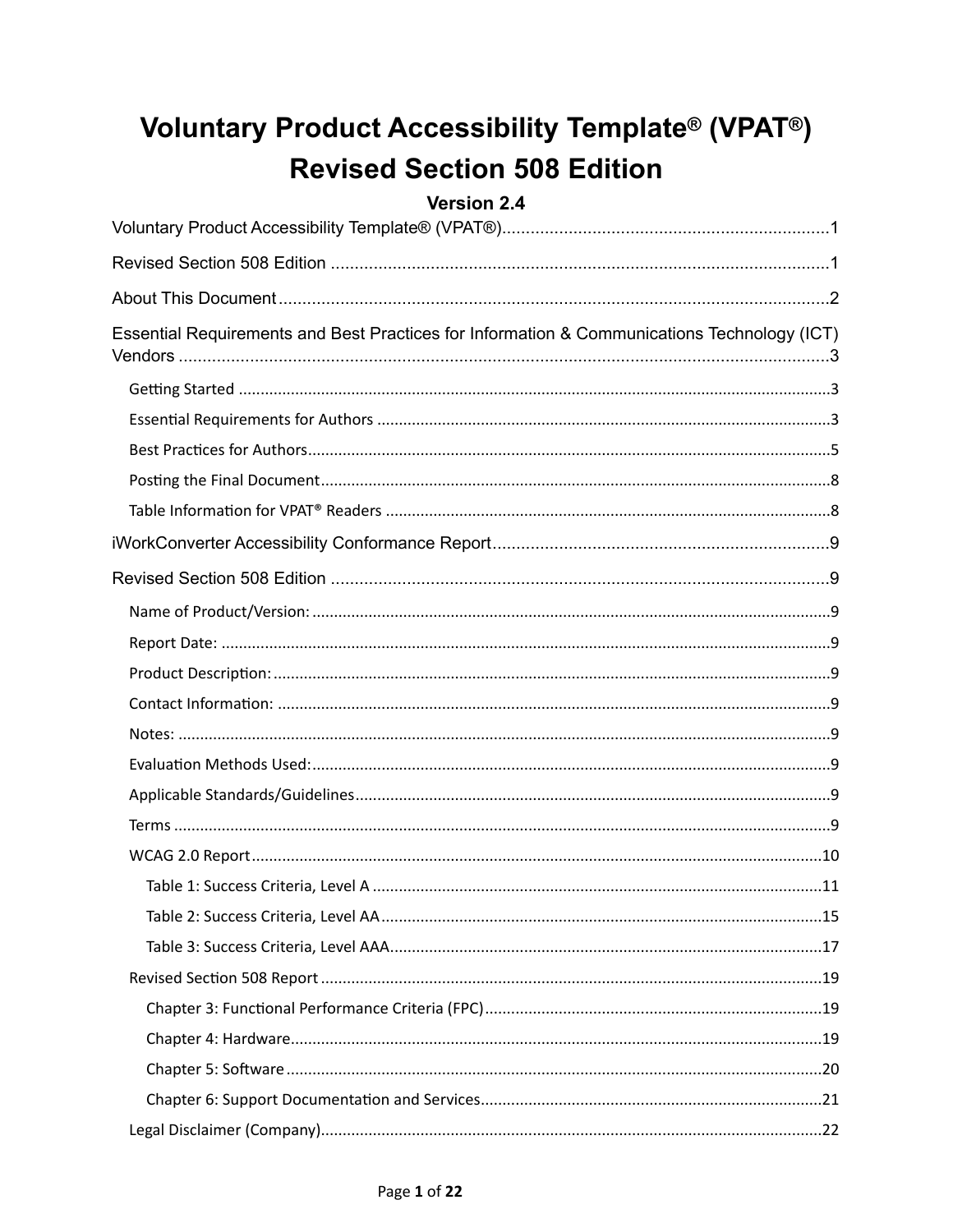# Voluntary Product Accessibility Template® (VPAT®)
# Revised Section 508 Edition

### Version 2.4

Voluntary Product Accessibility Template® (VPAT®) .................................................................... 1

Revised Section 508 Edition ......................................................................................................... 1

About This Document .................................................................................................................... 2

Essential Requirements and Best Practices for Information & Communications Technology (ICT) Vendors .......................................................................................................................................... 3

- Getting Started ........................................................................................................................ 3
- Essential Requirements for Authors ........................................................................................ 3
- Best Practices for Authors ........................................................................................................ 5
- Posting the Final Document ..................................................................................................... 8
- Table Information for VPAT® Readers ..................................................................................... 8

iWorkConverter Accessibility Conformance Report ....................................................................... 9

Revised Section 508 Edition ......................................................................................................... 9

- Name of Product/Version: ....................................................................................................... 9
- Report Date: ............................................................................................................................ 9
- Product Description: ................................................................................................................ 9
- Contact Information: ............................................................................................................... 9
- Notes: ...................................................................................................................................... 9
- Evaluation Methods Used: ....................................................................................................... 9
- Applicable Standards/Guidelines ............................................................................................. 9
- Terms ....................................................................................................................................... 9
- WCAG 2.0 Report .................................................................................................................... 10
  - Table 1: Success Criteria, Level A ....................................................................................... 11
  - Table 2: Success Criteria, Level AA ..................................................................................... 15
  - Table 3: Success Criteria, Level AAA ................................................................................... 17
- Revised Section 508 Report .................................................................................................... 19
  - Chapter 3: Functional Performance Criteria (FPC) ............................................................. 19
  - Chapter 4: Hardware .......................................................................................................... 19
  - Chapter 5: Software ........................................................................................................... 20
  - Chapter 6: Support Documentation and Services .............................................................. 21
- Legal Disclaimer (Company) .................................................................................................... 22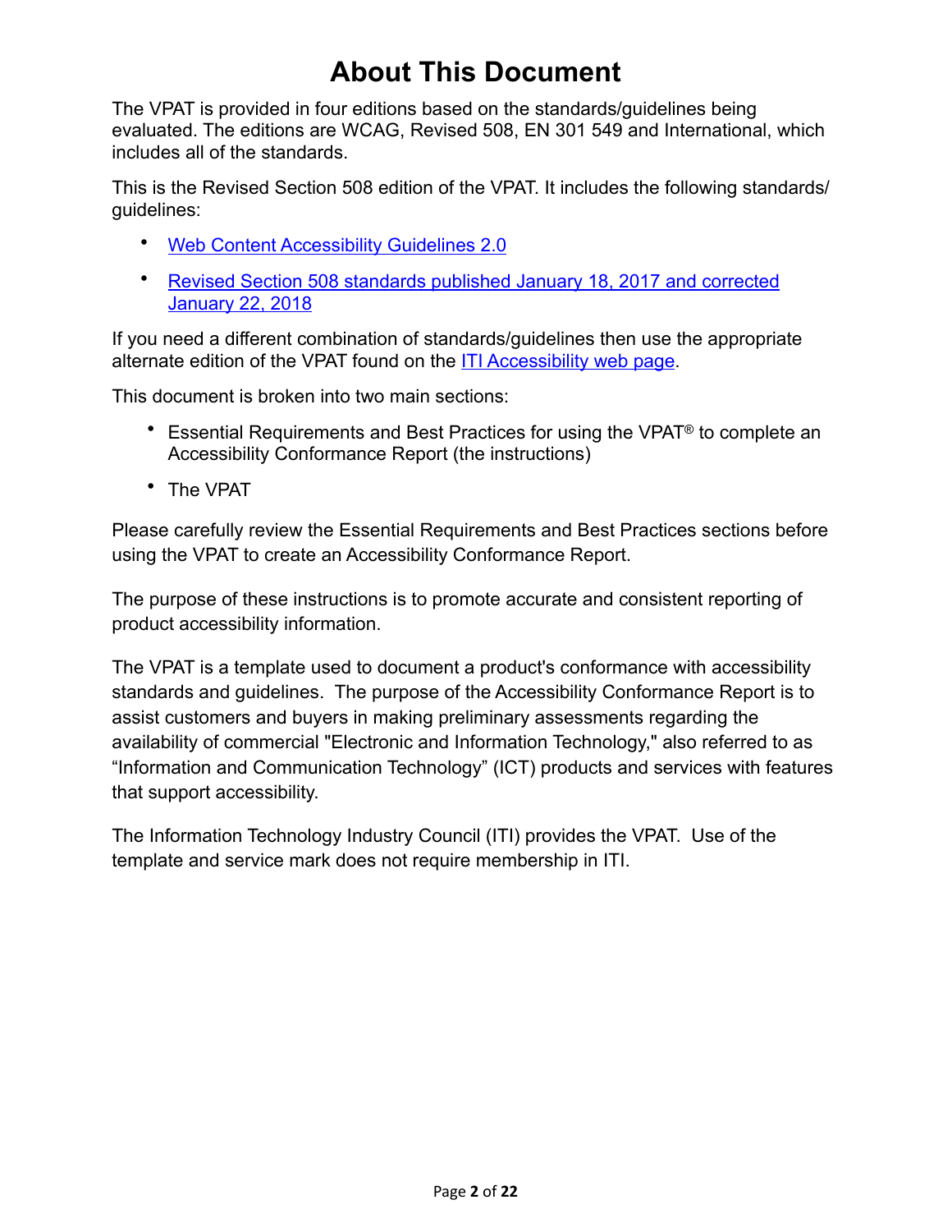# About This Document

The VPAT is provided in four editions based on the standards/guidelines being evaluated. The editions are WCAG, Revised 508, EN 301 549 and International, which includes all of the standards.

This is the Revised Section 508 edition of the VPAT. It includes the following standards/ guidelines:

- Web Content Accessibility Guidelines 2.0
- Revised Section 508 standards published January 18, 2017 and corrected January 22, 2018

If you need a different combination of standards/guidelines then use the appropriate alternate edition of the VPAT found on the ITI Accessibility web page.

This document is broken into two main sections:

- Essential Requirements and Best Practices for using the VPAT® to complete an Accessibility Conformance Report (the instructions)
- The VPAT

Please carefully review the Essential Requirements and Best Practices sections before using the VPAT to create an Accessibility Conformance Report.

The purpose of these instructions is to promote accurate and consistent reporting of product accessibility information.

The VPAT is a template used to document a product's conformance with accessibility standards and guidelines. The purpose of the Accessibility Conformance Report is to assist customers and buyers in making preliminary assessments regarding the availability of commercial "Electronic and Information Technology," also referred to as “Information and Communication Technology” (ICT) products and services with features that support accessibility.

The Information Technology Industry Council (ITI) provides the VPAT. Use of the template and service mark does not require membership in ITI.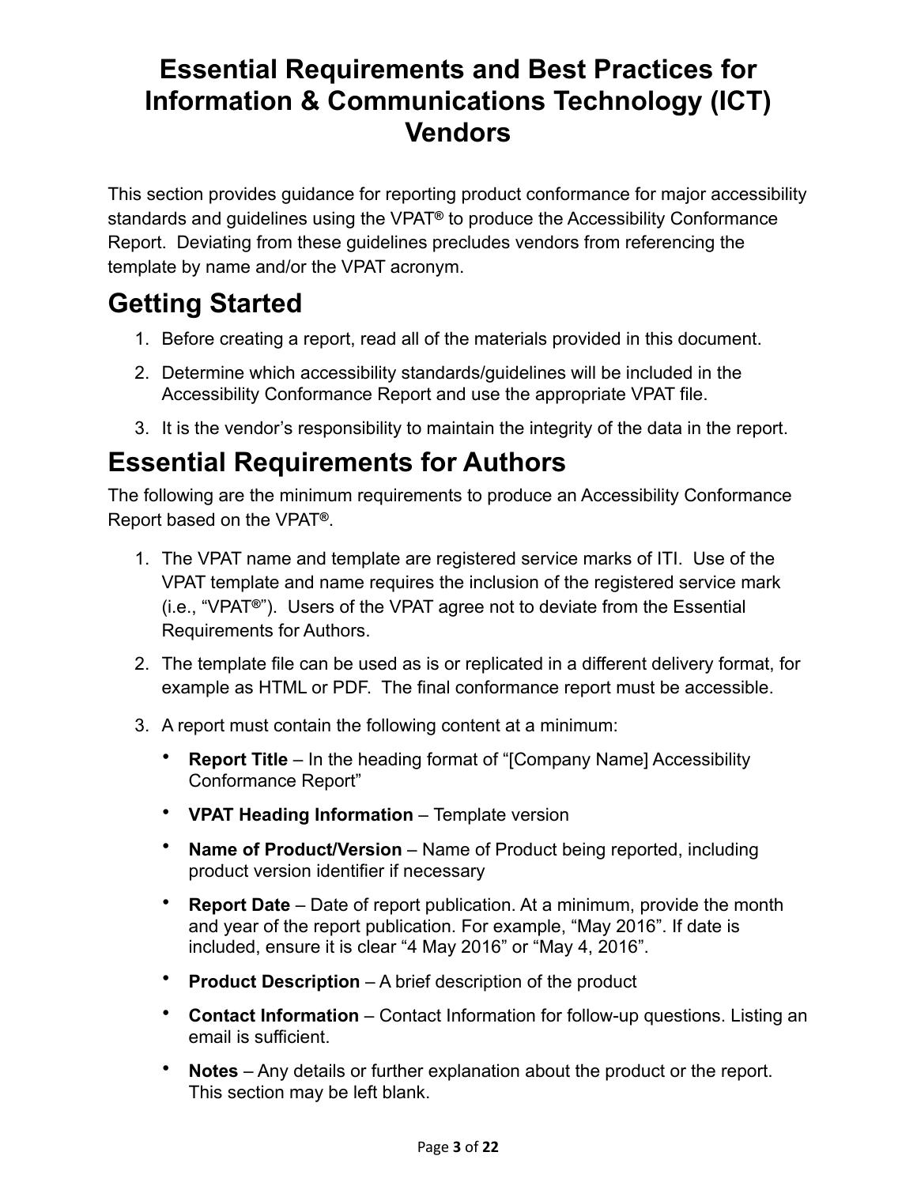# Essential Requirements and Best Practices for Information & Communications Technology (ICT) Vendors

This section provides guidance for reporting product conformance for major accessibility standards and guidelines using the VPAT® to produce the Accessibility Conformance Report. Deviating from these guidelines precludes vendors from referencing the template by name and/or the VPAT acronym.

## Getting Started

1. Before creating a report, read all of the materials provided in this document.
2. Determine which accessibility standards/guidelines will be included in the Accessibility Conformance Report and use the appropriate VPAT file.
3. It is the vendor's responsibility to maintain the integrity of the data in the report.

## Essential Requirements for Authors

The following are the minimum requirements to produce an Accessibility Conformance Report based on the VPAT®.

1. The VPAT name and template are registered service marks of ITI. Use of the VPAT template and name requires the inclusion of the registered service mark (i.e., "VPAT®"). Users of the VPAT agree not to deviate from the Essential Requirements for Authors.
2. The template file can be used as is or replicated in a different delivery format, for example as HTML or PDF. The final conformance report must be accessible.
3. A report must contain the following content at a minimum:
   - **Report Title** – In the heading format of "[Company Name] Accessibility Conformance Report"
   - **VPAT Heading Information** – Template version
   - **Name of Product/Version** – Name of Product being reported, including product version identifier if necessary
   - **Report Date** – Date of report publication. At a minimum, provide the month and year of the report publication. For example, "May 2016". If date is included, ensure it is clear "4 May 2016" or "May 4, 2016".
   - **Product Description** – A brief description of the product
   - **Contact Information** – Contact Information for follow-up questions. Listing an email is sufficient.
   - **Notes** – Any details or further explanation about the product or the report. This section may be left blank.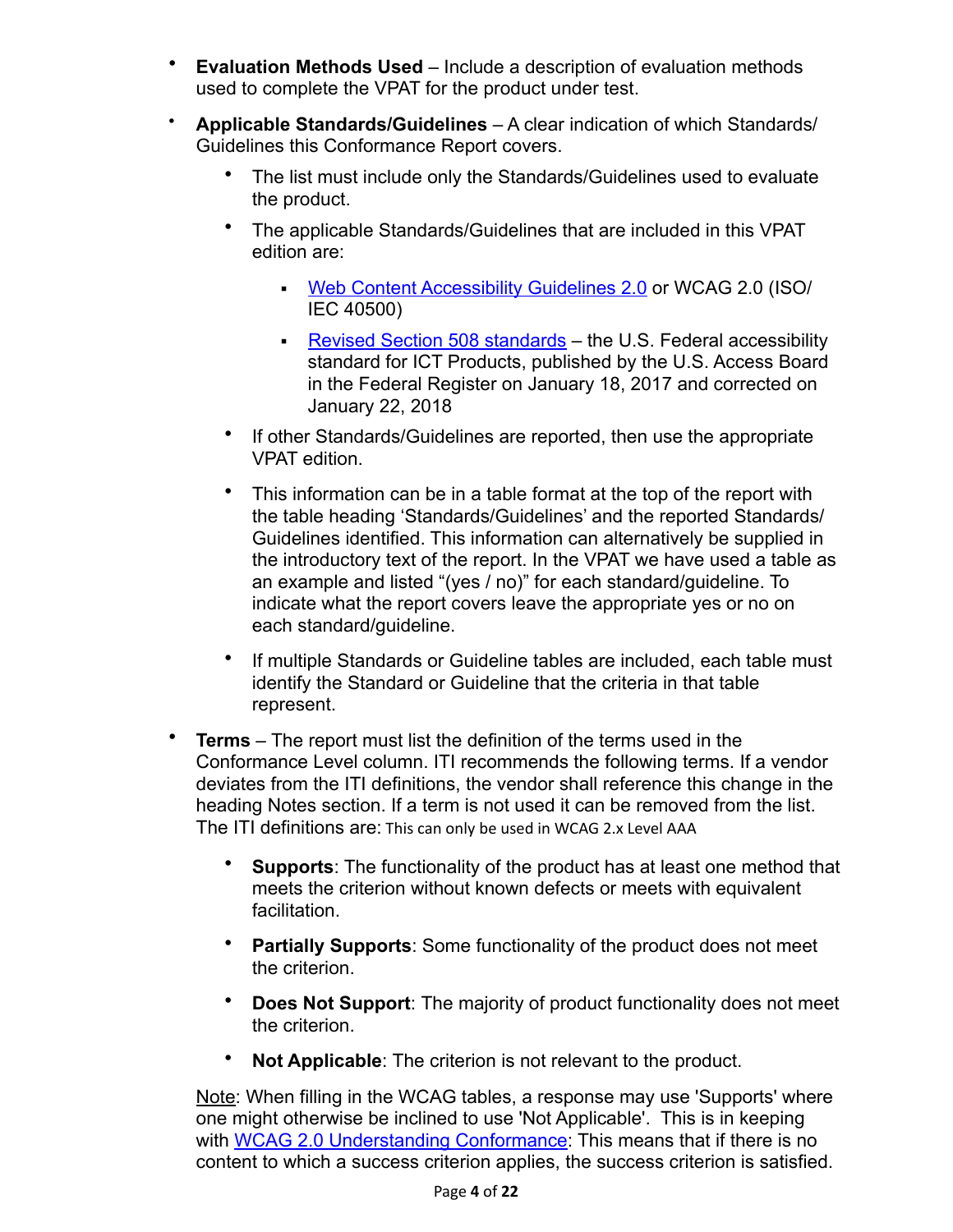- **Evaluation Methods Used** – Include a description of evaluation methods used to complete the VPAT for the product under test.
- **Applicable Standards/Guidelines** – A clear indication of which Standards/ Guidelines this Conformance Report covers.
  - The list must include only the Standards/Guidelines used to evaluate the product.
  - The applicable Standards/Guidelines that are included in this VPAT edition are:
    - [Web Content Accessibility Guidelines 2.0](#) or WCAG 2.0 (ISO/ IEC 40500)
    - [Revised Section 508 standards](#) – the U.S. Federal accessibility standard for ICT Products, published by the U.S. Access Board in the Federal Register on January 18, 2017 and corrected on January 22, 2018
  - If other Standards/Guidelines are reported, then use the appropriate VPAT edition.
  - This information can be in a table format at the top of the report with the table heading 'Standards/Guidelines' and the reported Standards/ Guidelines identified. This information can alternatively be supplied in the introductory text of the report. In the VPAT we have used a table as an example and listed "(yes / no)" for each standard/guideline. To indicate what the report covers leave the appropriate yes or no on each standard/guideline.
  - If multiple Standards or Guideline tables are included, each table must identify the Standard or Guideline that the criteria in that table represent.
- **Terms** – The report must list the definition of the terms used in the Conformance Level column. ITI recommends the following terms. If a vendor deviates from the ITI definitions, the vendor shall reference this change in the heading Notes section. If a term is not used it can be removed from the list. The ITI definitions are: This can only be used in WCAG 2.x Level AAA
  - **Supports**: The functionality of the product has at least one method that meets the criterion without known defects or meets with equivalent facilitation.
  - **Partially Supports**: Some functionality of the product does not meet the criterion.
  - **Does Not Support**: The majority of product functionality does not meet the criterion.
  - **Not Applicable**: The criterion is not relevant to the product.

  Note: When filling in the WCAG tables, a response may use 'Supports' where one might otherwise be inclined to use 'Not Applicable'. This is in keeping with [WCAG 2.0 Understanding Conformance](#): This means that if there is no content to which a success criterion applies, the success criterion is satisfied.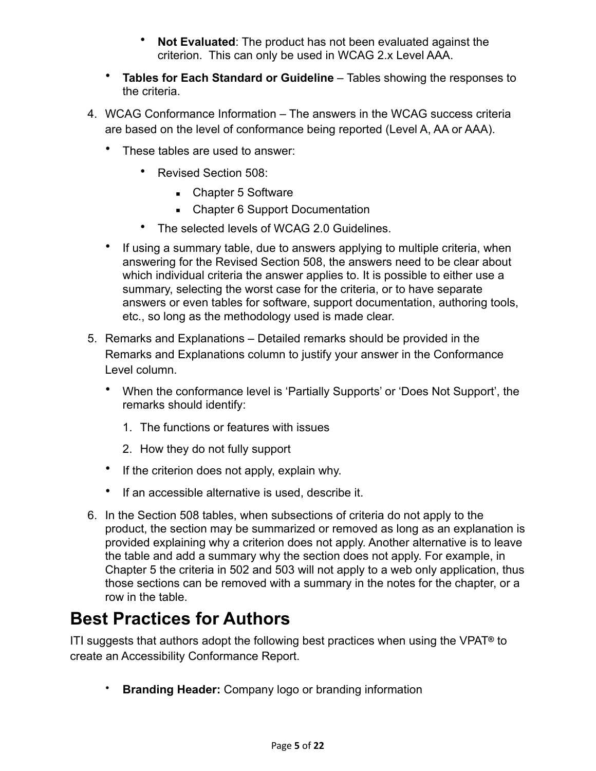- **Not Evaluated**: The product has not been evaluated against the criterion.  This can only be used in WCAG 2.x Level AAA.
    - **Tables for Each Standard or Guideline** – Tables showing the responses to the criteria.
4. WCAG Conformance Information – The answers in the WCAG success criteria are based on the level of conformance being reported (Level A, AA or AAA).
    - These tables are used to answer:
        - Revised Section 508:
            - Chapter 5 Software
            - Chapter 6 Support Documentation
        - The selected levels of WCAG 2.0 Guidelines.
    - If using a summary table, due to answers applying to multiple criteria, when answering for the Revised Section 508, the answers need to be clear about which individual criteria the answer applies to. It is possible to either use a summary, selecting the worst case for the criteria, or to have separate answers or even tables for software, support documentation, authoring tools, etc., so long as the methodology used is made clear.
5. Remarks and Explanations – Detailed remarks should be provided in the Remarks and Explanations column to justify your answer in the Conformance Level column.
    - When the conformance level is 'Partially Supports' or 'Does Not Support', the remarks should identify:
        1. The functions or features with issues
        2. How they do not fully support
    - If the criterion does not apply, explain why.
    - If an accessible alternative is used, describe it.
6. In the Section 508 tables, when subsections of criteria do not apply to the product, the section may be summarized or removed as long as an explanation is provided explaining why a criterion does not apply. Another alternative is to leave the table and add a summary why the section does not apply. For example, in Chapter 5 the criteria in 502 and 503 will not apply to a web only application, thus those sections can be removed with a summary in the notes for the chapter, or a row in the table.

## Best Practices for Authors

ITI suggests that authors adopt the following best practices when using the VPAT® to create an Accessibility Conformance Report.

- **Branding Header:** Company logo or branding information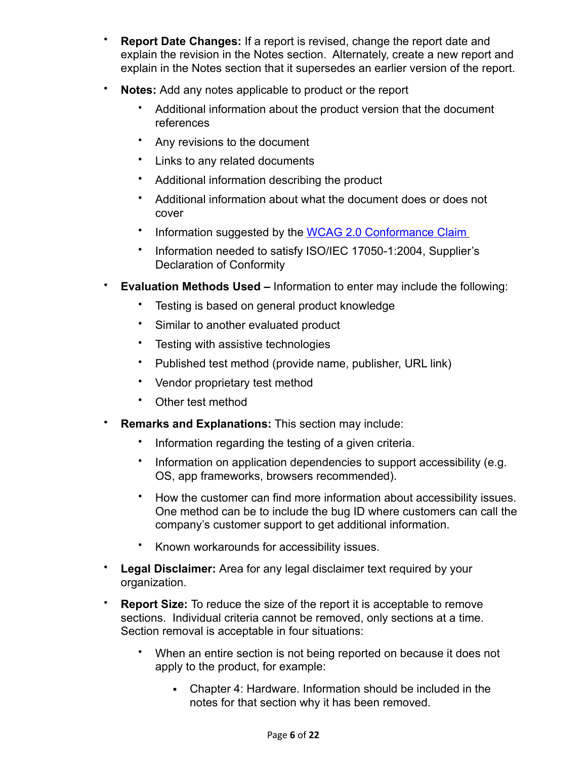- **Report Date Changes:** If a report is revised, change the report date and explain the revision in the Notes section. Alternately, create a new report and explain in the Notes section that it supersedes an earlier version of the report.
- **Notes:** Add any notes applicable to product or the report
  - Additional information about the product version that the document references
  - Any revisions to the document
  - Links to any related documents
  - Additional information describing the product
  - Additional information about what the document does or does not cover
  - Information suggested by the [WCAG 2.0 Conformance Claim](#)
  - Information needed to satisfy ISO/IEC 17050-1:2004, Supplier's Declaration of Conformity
- **Evaluation Methods Used –** Information to enter may include the following:
  - Testing is based on general product knowledge
  - Similar to another evaluated product
  - Testing with assistive technologies
  - Published test method (provide name, publisher, URL link)
  - Vendor proprietary test method
  - Other test method
- **Remarks and Explanations:** This section may include:
  - Information regarding the testing of a given criteria.
  - Information on application dependencies to support accessibility (e.g. OS, app frameworks, browsers recommended).
  - How the customer can find more information about accessibility issues. One method can be to include the bug ID where customers can call the company's customer support to get additional information.
  - Known workarounds for accessibility issues.
- **Legal Disclaimer:** Area for any legal disclaimer text required by your organization.
- **Report Size:** To reduce the size of the report it is acceptable to remove sections. Individual criteria cannot be removed, only sections at a time. Section removal is acceptable in four situations:
  - When an entire section is not being reported on because it does not apply to the product, for example:
    - Chapter 4: Hardware. Information should be included in the notes for that section why it has been removed.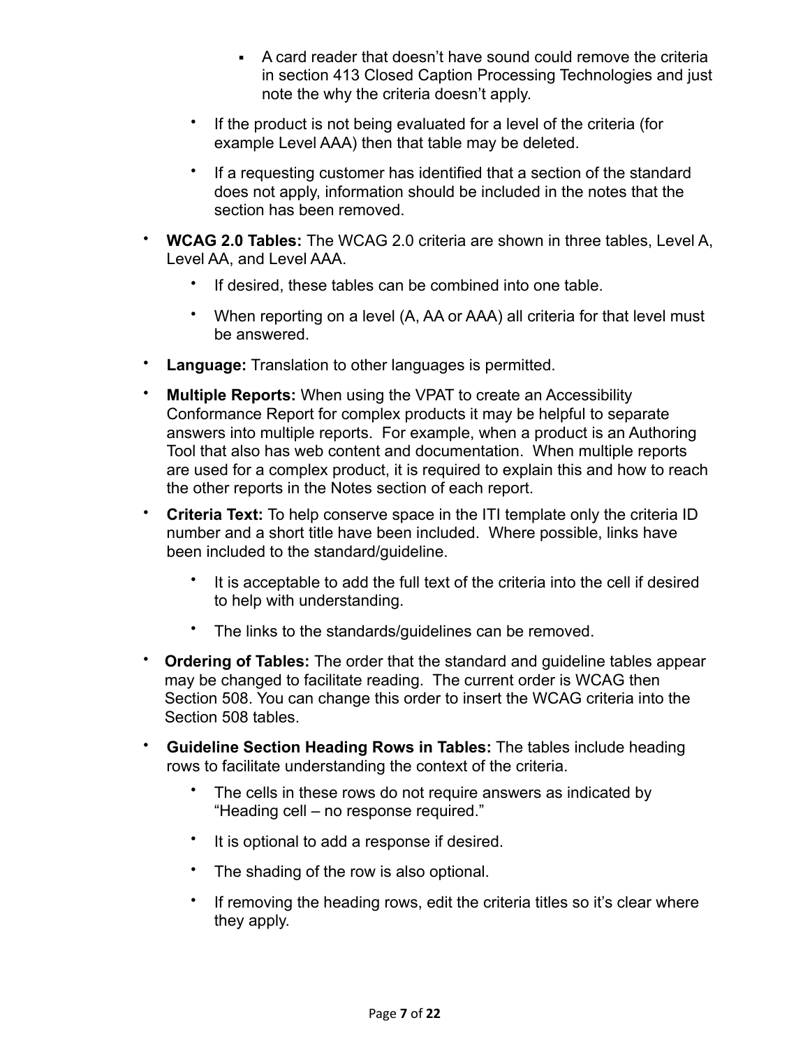- A card reader that doesn't have sound could remove the criteria in section 413 Closed Caption Processing Technologies and just note the why the criteria doesn't apply.
    - If the product is not being evaluated for a level of the criteria (for example Level AAA) then that table may be deleted.
    - If a requesting customer has identified that a section of the standard does not apply, information should be included in the notes that the section has been removed.
- **WCAG 2.0 Tables:** The WCAG 2.0 criteria are shown in three tables, Level A, Level AA, and Level AAA.
    - If desired, these tables can be combined into one table.
    - When reporting on a level (A, AA or AAA) all criteria for that level must be answered.
- **Language:** Translation to other languages is permitted.
- **Multiple Reports:** When using the VPAT to create an Accessibility Conformance Report for complex products it may be helpful to separate answers into multiple reports. For example, when a product is an Authoring Tool that also has web content and documentation. When multiple reports are used for a complex product, it is required to explain this and how to reach the other reports in the Notes section of each report.
- **Criteria Text:** To help conserve space in the ITI template only the criteria ID number and a short title have been included. Where possible, links have been included to the standard/guideline.
    - It is acceptable to add the full text of the criteria into the cell if desired to help with understanding.
    - The links to the standards/guidelines can be removed.
- **Ordering of Tables:** The order that the standard and guideline tables appear may be changed to facilitate reading. The current order is WCAG then Section 508. You can change this order to insert the WCAG criteria into the Section 508 tables.
- **Guideline Section Heading Rows in Tables:** The tables include heading rows to facilitate understanding the context of the criteria.
    - The cells in these rows do not require answers as indicated by "Heading cell – no response required."
    - It is optional to add a response if desired.
    - The shading of the row is also optional.
    - If removing the heading rows, edit the criteria titles so it's clear where they apply.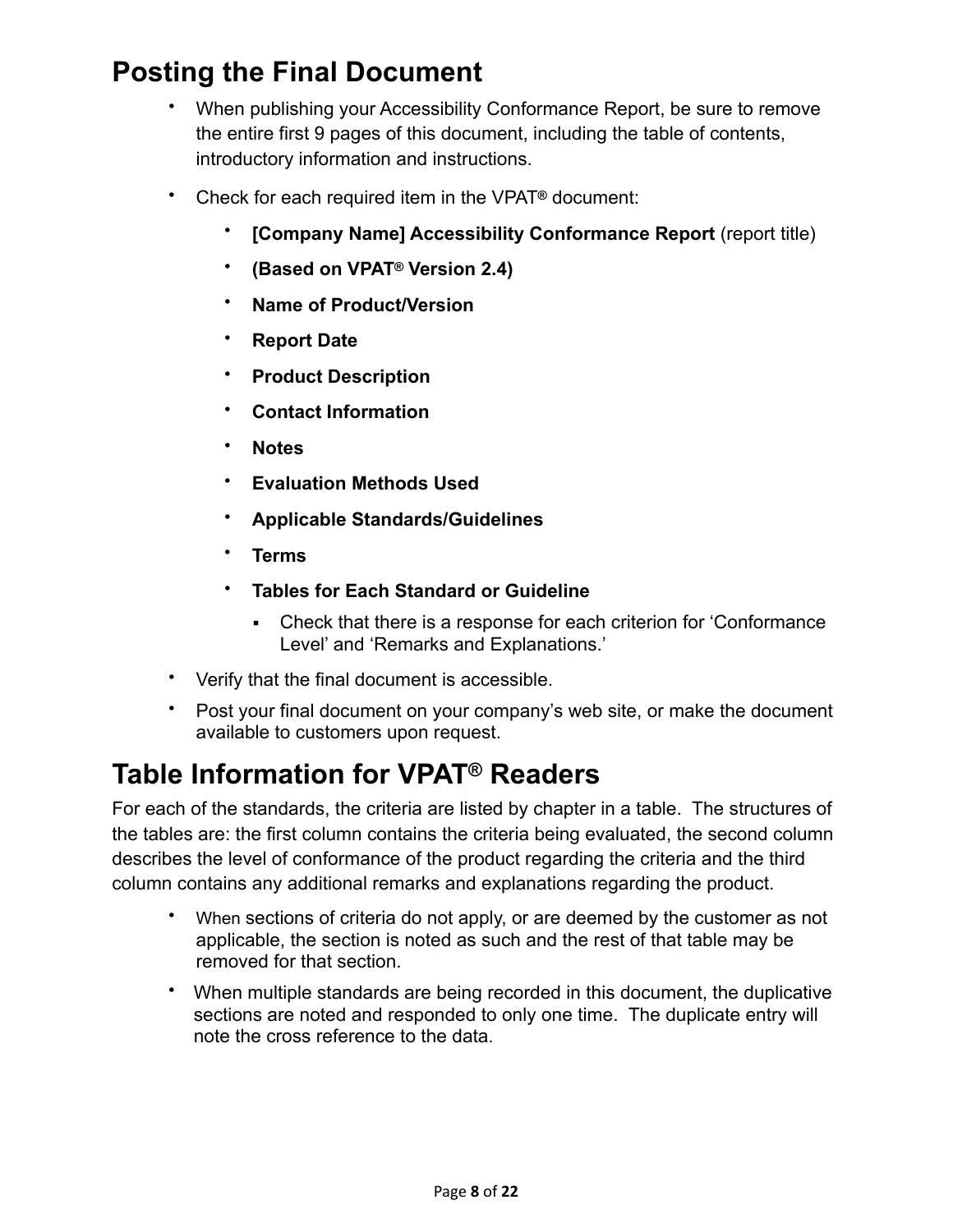## Posting the Final Document

- When publishing your Accessibility Conformance Report, be sure to remove the entire first 9 pages of this document, including the table of contents, introductory information and instructions.
- Check for each required item in the VPAT® document:
  - **[Company Name] Accessibility Conformance Report** (report title)
  - **(Based on VPAT® Version 2.4)**
  - **Name of Product/Version**
  - **Report Date**
  - **Product Description**
  - **Contact Information**
  - **Notes**
  - **Evaluation Methods Used**
  - **Applicable Standards/Guidelines**
  - **Terms**
  - **Tables for Each Standard or Guideline**
    - Check that there is a response for each criterion for 'Conformance Level' and 'Remarks and Explanations.'
- Verify that the final document is accessible.
- Post your final document on your company's web site, or make the document available to customers upon request.

## Table Information for VPAT® Readers

For each of the standards, the criteria are listed by chapter in a table. The structures of the tables are: the first column contains the criteria being evaluated, the second column describes the level of conformance of the product regarding the criteria and the third column contains any additional remarks and explanations regarding the product.

- When sections of criteria do not apply, or are deemed by the customer as not applicable, the section is noted as such and the rest of that table may be removed for that section.
- When multiple standards are being recorded in this document, the duplicative sections are noted and responded to only one time. The duplicate entry will note the cross reference to the data.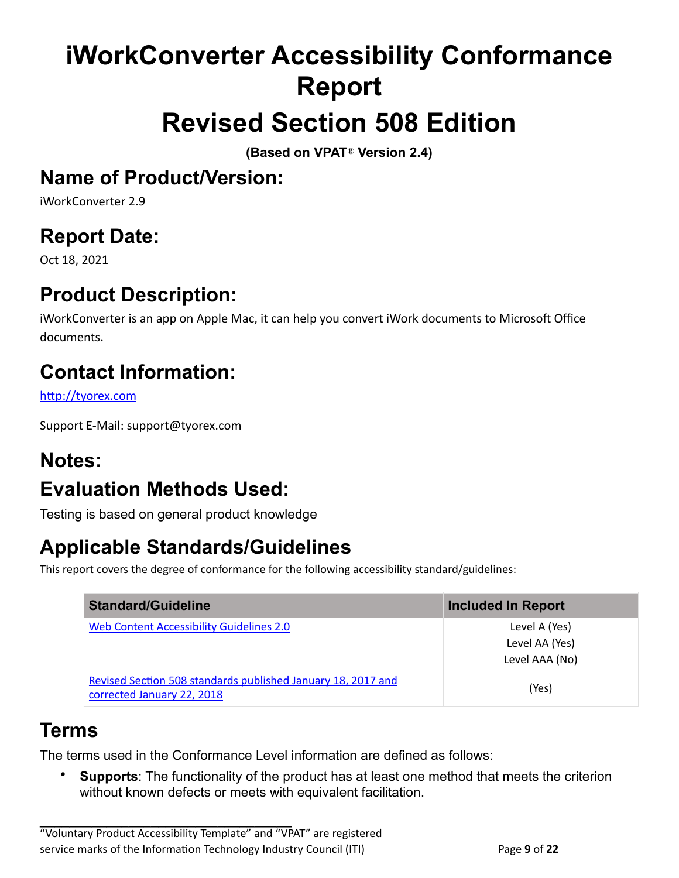# iWorkConverter Accessibility Conformance Report

# Revised Section 508 Edition

**(Based on VPAT® Version 2.4)**

## Name of Product/Version:

iWorkConverter 2.9

## Report Date:

Oct 18, 2021

## Product Description:

iWorkConverter is an app on Apple Mac, it can help you convert iWork documents to Microsoft Office documents.

## Contact Information:

[http://tyorex.com](http://tyorex.com)

Support E-Mail: support@tyorex.com

## Notes:

## Evaluation Methods Used:

Testing is based on general product knowledge

## Applicable Standards/Guidelines

This report covers the degree of conformance for the following accessibility standard/guidelines:

| Standard/Guideline | Included In Report |
| --- | --- |
| Web Content Accessibility Guidelines 2.0 | Level A (Yes)<br>Level AA (Yes)<br>Level AAA (No) |
| Revised Section 508 standards published January 18, 2017 and corrected January 22, 2018 | (Yes) |

## Terms

The terms used in the Conformance Level information are defined as follows:

- **Supports**: The functionality of the product has at least one method that meets the criterion without known defects or meets with equivalent facilitation.

---

"Voluntary Product Accessibility Template" and "VPAT" are registered service marks of the Information Technology Industry Council (ITI)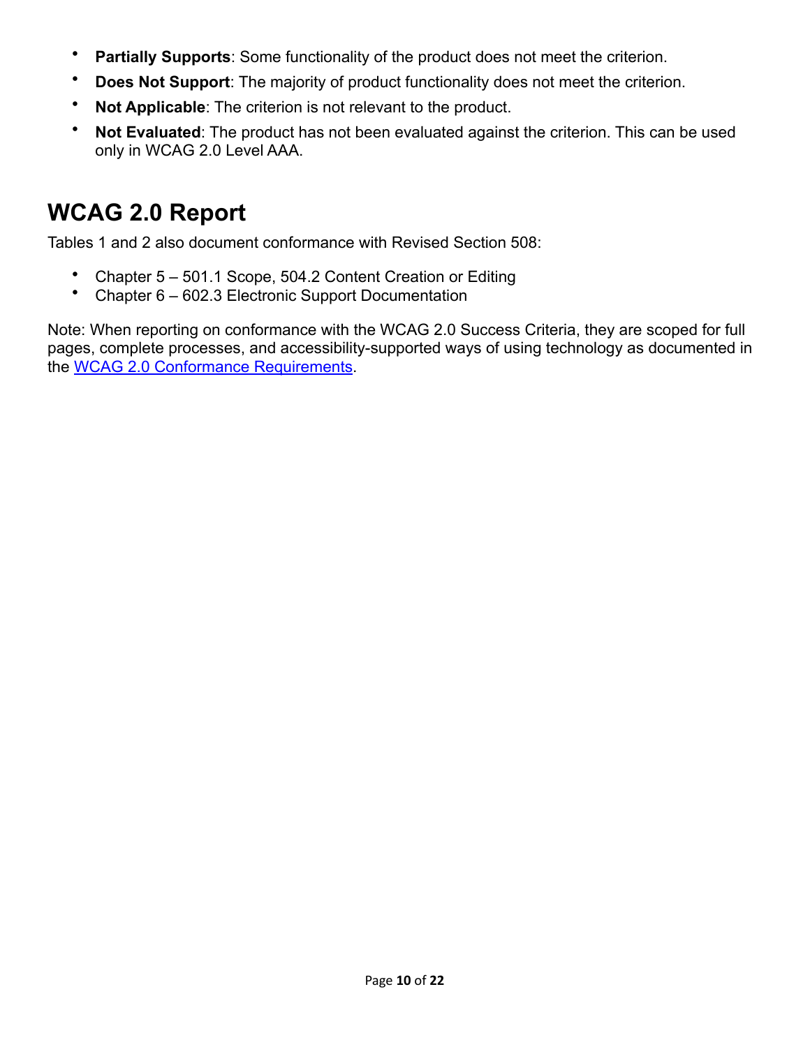- **Partially Supports**: Some functionality of the product does not meet the criterion.
- **Does Not Support**: The majority of product functionality does not meet the criterion.
- **Not Applicable**: The criterion is not relevant to the product.
- **Not Evaluated**: The product has not been evaluated against the criterion. This can be used only in WCAG 2.0 Level AAA.

# WCAG 2.0 Report

Tables 1 and 2 also document conformance with Revised Section 508:

- Chapter 5 – 501.1 Scope, 504.2 Content Creation or Editing
- Chapter 6 – 602.3 Electronic Support Documentation

Note: When reporting on conformance with the WCAG 2.0 Success Criteria, they are scoped for full pages, complete processes, and accessibility-supported ways of using technology as documented in the [WCAG 2.0 Conformance Requirements](https://www.w3.org/TR/WCAG20/#conformance-reqs).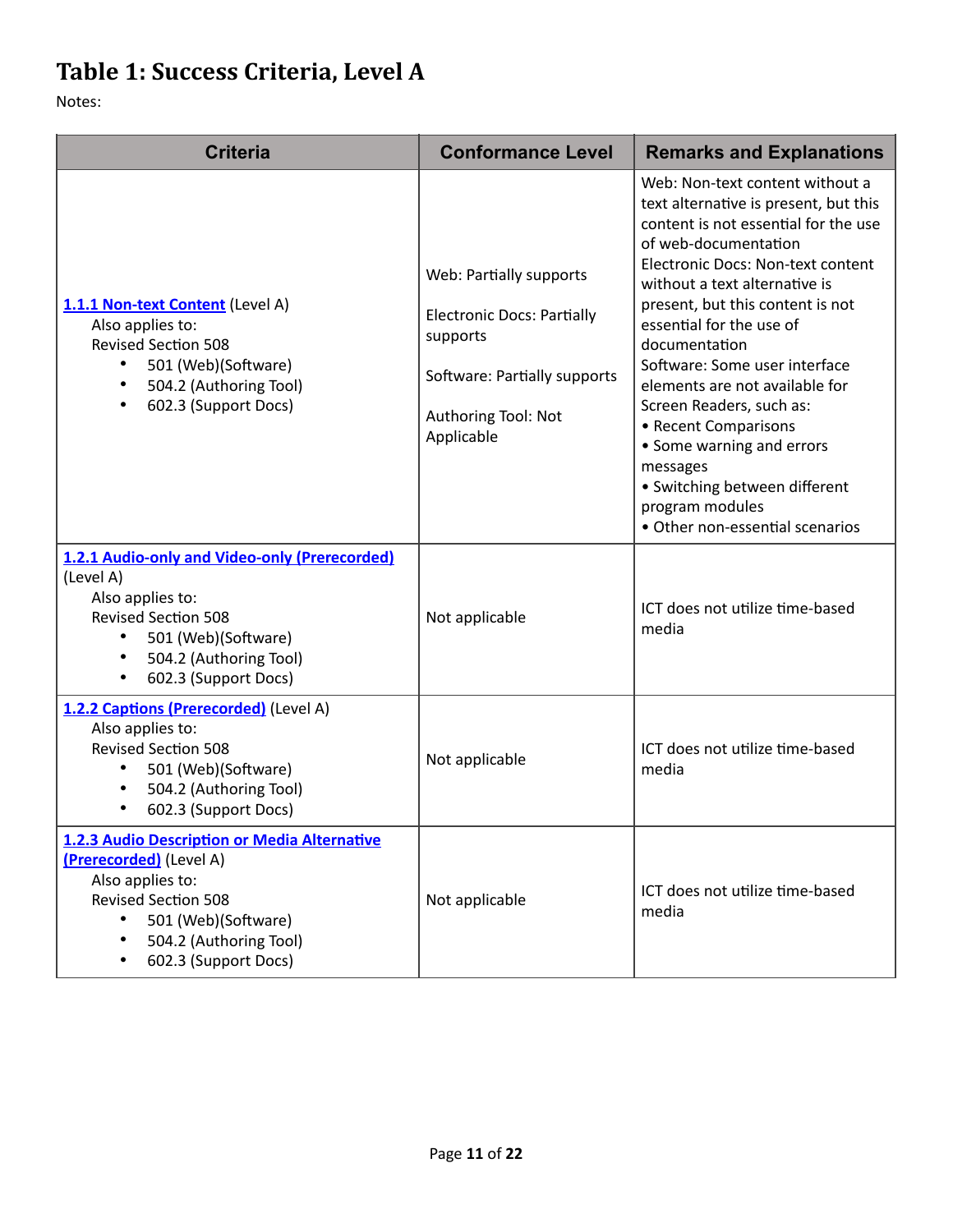# Table 1: Success Criteria, Level A

Notes:

| Criteria | Conformance Level | Remarks and Explanations |
|---|---|---|
| [1.1.1 Non-text Content](#) (Level A)<br>Also applies to:<br>Revised Section 508<br>• 501 (Web)(Software)<br>• 504.2 (Authoring Tool)<br>• 602.3 (Support Docs) | Web: Partially supports<br><br>Electronic Docs: Partially supports<br><br>Software: Partially supports<br><br>Authoring Tool: Not Applicable | Web: Non-text content without a text alternative is present, but this content is not essential for the use of web-documentation<br>Electronic Docs: Non-text content without a text alternative is present, but this content is not essential for the use of documentation<br>Software: Some user interface elements are not available for Screen Readers, such as:<br>• Recent Comparisons<br>• Some warning and errors messages<br>• Switching between different program modules<br>• Other non-essential scenarios |
| [1.2.1 Audio-only and Video-only (Prerecorded)](#) (Level A)<br>Also applies to:<br>Revised Section 508<br>• 501 (Web)(Software)<br>• 504.2 (Authoring Tool)<br>• 602.3 (Support Docs) | Not applicable | ICT does not utilize time-based media |
| [1.2.2 Captions (Prerecorded)](#) (Level A)<br>Also applies to:<br>Revised Section 508<br>• 501 (Web)(Software)<br>• 504.2 (Authoring Tool)<br>• 602.3 (Support Docs) | Not applicable | ICT does not utilize time-based media |
| [1.2.3 Audio Description or Media Alternative (Prerecorded)](#) (Level A)<br>Also applies to:<br>Revised Section 508<br>• 501 (Web)(Software)<br>• 504.2 (Authoring Tool)<br>• 602.3 (Support Docs) | Not applicable | ICT does not utilize time-based media |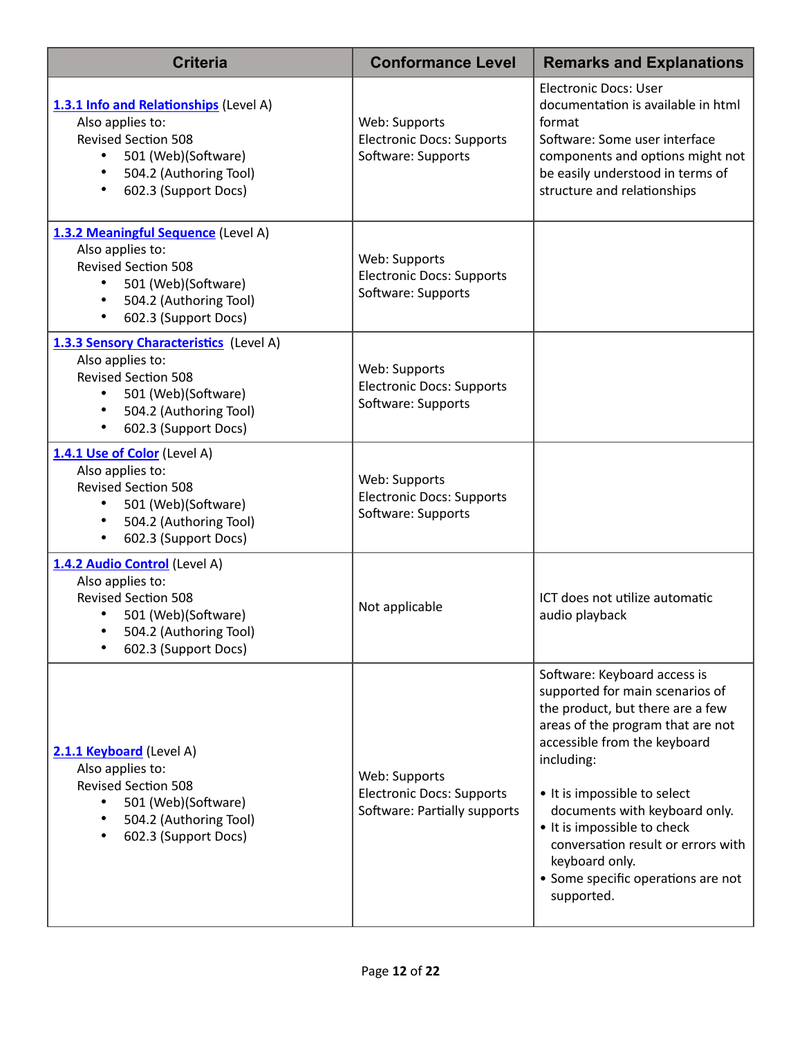| Criteria | Conformance Level | Remarks and Explanations |
| --- | --- | --- |
| 1.3.1 Info and Relationships (Level A)<br>Also applies to:<br>Revised Section 508<br>• 501 (Web)(Software)<br>• 504.2 (Authoring Tool)<br>• 602.3 (Support Docs) | Web: Supports<br>Electronic Docs: Supports<br>Software: Supports | Electronic Docs: User documentation is available in html format<br>Software: Some user interface components and options might not be easily understood in terms of structure and relationships |
| 1.3.2 Meaningful Sequence (Level A)<br>Also applies to:<br>Revised Section 508<br>• 501 (Web)(Software)<br>• 504.2 (Authoring Tool)<br>• 602.3 (Support Docs) | Web: Supports<br>Electronic Docs: Supports<br>Software: Supports | |
| 1.3.3 Sensory Characteristics (Level A)<br>Also applies to:<br>Revised Section 508<br>• 501 (Web)(Software)<br>• 504.2 (Authoring Tool)<br>• 602.3 (Support Docs) | Web: Supports<br>Electronic Docs: Supports<br>Software: Supports | |
| 1.4.1 Use of Color (Level A)<br>Also applies to:<br>Revised Section 508<br>• 501 (Web)(Software)<br>• 504.2 (Authoring Tool)<br>• 602.3 (Support Docs) | Web: Supports<br>Electronic Docs: Supports<br>Software: Supports | |
| 1.4.2 Audio Control (Level A)<br>Also applies to:<br>Revised Section 508<br>• 501 (Web)(Software)<br>• 504.2 (Authoring Tool)<br>• 602.3 (Support Docs) | Not applicable | ICT does not utilize automatic audio playback |
| 2.1.1 Keyboard (Level A)<br>Also applies to:<br>Revised Section 508<br>• 501 (Web)(Software)<br>• 504.2 (Authoring Tool)<br>• 602.3 (Support Docs) | Web: Supports<br>Electronic Docs: Supports<br>Software: Partially supports | Software: Keyboard access is supported for main scenarios of the product, but there are a few areas of the program that are not accessible from the keyboard including:<br>• It is impossible to select documents with keyboard only.<br>• It is impossible to check conversation result or errors with keyboard only.<br>• Some specific operations are not supported. |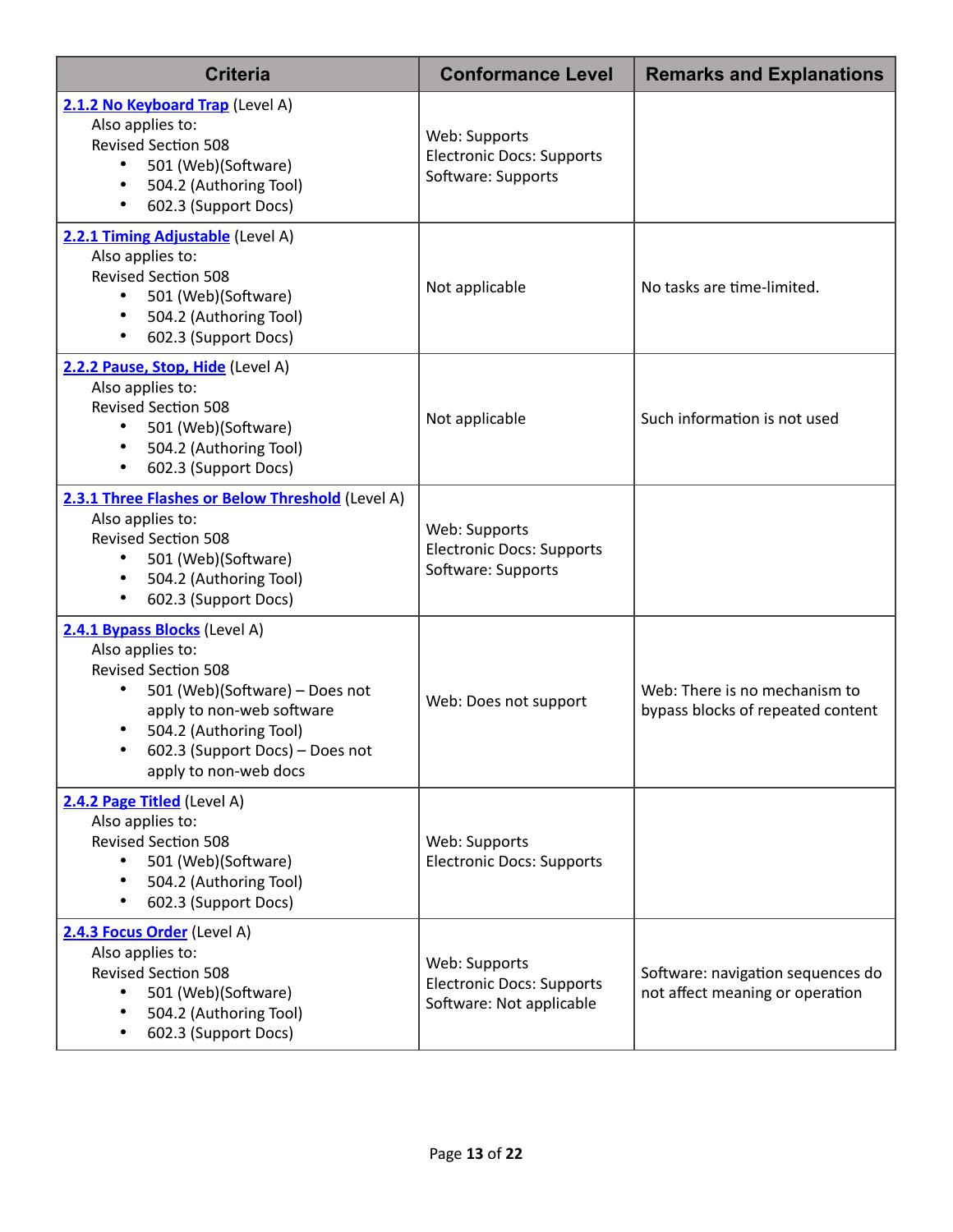| Criteria | Conformance Level | Remarks and Explanations |
|---|---|---|
| [2.1.2 No Keyboard Trap](#) (Level A)<br>Also applies to:<br>Revised Section 508<br>• 501 (Web)(Software)<br>• 504.2 (Authoring Tool)<br>• 602.3 (Support Docs) | Web: Supports<br>Electronic Docs: Supports<br>Software: Supports | |
| [2.2.1 Timing Adjustable](#) (Level A)<br>Also applies to:<br>Revised Section 508<br>• 501 (Web)(Software)<br>• 504.2 (Authoring Tool)<br>• 602.3 (Support Docs) | Not applicable | No tasks are time-limited. |
| [2.2.2 Pause, Stop, Hide](#) (Level A)<br>Also applies to:<br>Revised Section 508<br>• 501 (Web)(Software)<br>• 504.2 (Authoring Tool)<br>• 602.3 (Support Docs) | Not applicable | Such information is not used |
| [2.3.1 Three Flashes or Below Threshold](#) (Level A)<br>Also applies to:<br>Revised Section 508<br>• 501 (Web)(Software)<br>• 504.2 (Authoring Tool)<br>• 602.3 (Support Docs) | Web: Supports<br>Electronic Docs: Supports<br>Software: Supports | |
| [2.4.1 Bypass Blocks](#) (Level A)<br>Also applies to:<br>Revised Section 508<br>• 501 (Web)(Software) – Does not apply to non-web software<br>• 504.2 (Authoring Tool)<br>• 602.3 (Support Docs) – Does not apply to non-web docs | Web: Does not support | Web: There is no mechanism to bypass blocks of repeated content |
| [2.4.2 Page Titled](#) (Level A)<br>Also applies to:<br>Revised Section 508<br>• 501 (Web)(Software)<br>• 504.2 (Authoring Tool)<br>• 602.3 (Support Docs) | Web: Supports<br>Electronic Docs: Supports | |
| [2.4.3 Focus Order](#) (Level A)<br>Also applies to:<br>Revised Section 508<br>• 501 (Web)(Software)<br>• 504.2 (Authoring Tool)<br>• 602.3 (Support Docs) | Web: Supports<br>Electronic Docs: Supports<br>Software: Not applicable | Software: navigation sequences do not affect meaning or operation |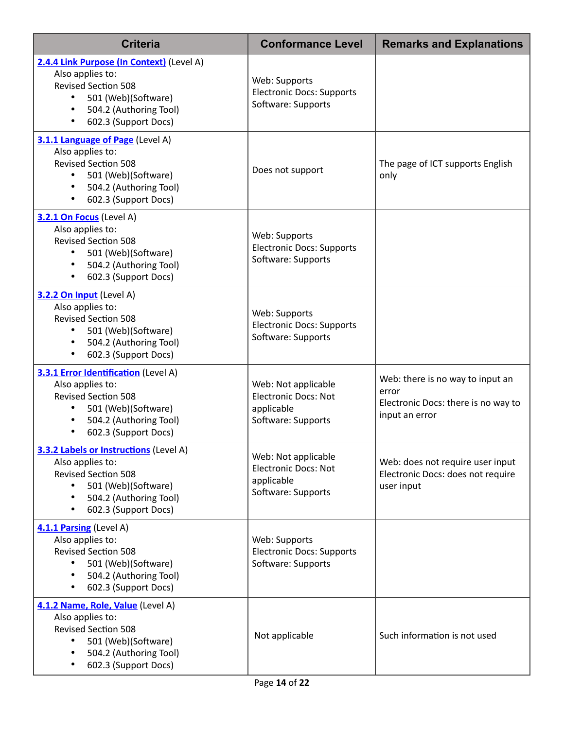| Criteria | Conformance Level | Remarks and Explanations |
|---|---|---|
| **2.4.4 Link Purpose (In Context)** (Level A)<br>Also applies to:<br>Revised Section 508<br>• 501 (Web)(Software)<br>• 504.2 (Authoring Tool)<br>• 602.3 (Support Docs) | Web: Supports<br>Electronic Docs: Supports<br>Software: Supports | |
| **3.1.1 Language of Page** (Level A)<br>Also applies to:<br>Revised Section 508<br>• 501 (Web)(Software)<br>• 504.2 (Authoring Tool)<br>• 602.3 (Support Docs) | Does not support | The page of ICT supports English only |
| **3.2.1 On Focus** (Level A)<br>Also applies to:<br>Revised Section 508<br>• 501 (Web)(Software)<br>• 504.2 (Authoring Tool)<br>• 602.3 (Support Docs) | Web: Supports<br>Electronic Docs: Supports<br>Software: Supports | |
| **3.2.2 On Input** (Level A)<br>Also applies to:<br>Revised Section 508<br>• 501 (Web)(Software)<br>• 504.2 (Authoring Tool)<br>• 602.3 (Support Docs) | Web: Supports<br>Electronic Docs: Supports<br>Software: Supports | |
| **3.3.1 Error Identification** (Level A)<br>Also applies to:<br>Revised Section 508<br>• 501 (Web)(Software)<br>• 504.2 (Authoring Tool)<br>• 602.3 (Support Docs) | Web: Not applicable<br>Electronic Docs: Not applicable<br>Software: Supports | Web: there is no way to input an error<br>Electronic Docs: there is no way to input an error |
| **3.3.2 Labels or Instructions** (Level A)<br>Also applies to:<br>Revised Section 508<br>• 501 (Web)(Software)<br>• 504.2 (Authoring Tool)<br>• 602.3 (Support Docs) | Web: Not applicable<br>Electronic Docs: Not applicable<br>Software: Supports | Web: does not require user input<br>Electronic Docs: does not require user input |
| **4.1.1 Parsing** (Level A)<br>Also applies to:<br>Revised Section 508<br>• 501 (Web)(Software)<br>• 504.2 (Authoring Tool)<br>• 602.3 (Support Docs) | Web: Supports<br>Electronic Docs: Supports<br>Software: Supports | |
| **4.1.2 Name, Role, Value** (Level A)<br>Also applies to:<br>Revised Section 508<br>• 501 (Web)(Software)<br>• 504.2 (Authoring Tool)<br>• 602.3 (Support Docs) | Not applicable | Such information is not used |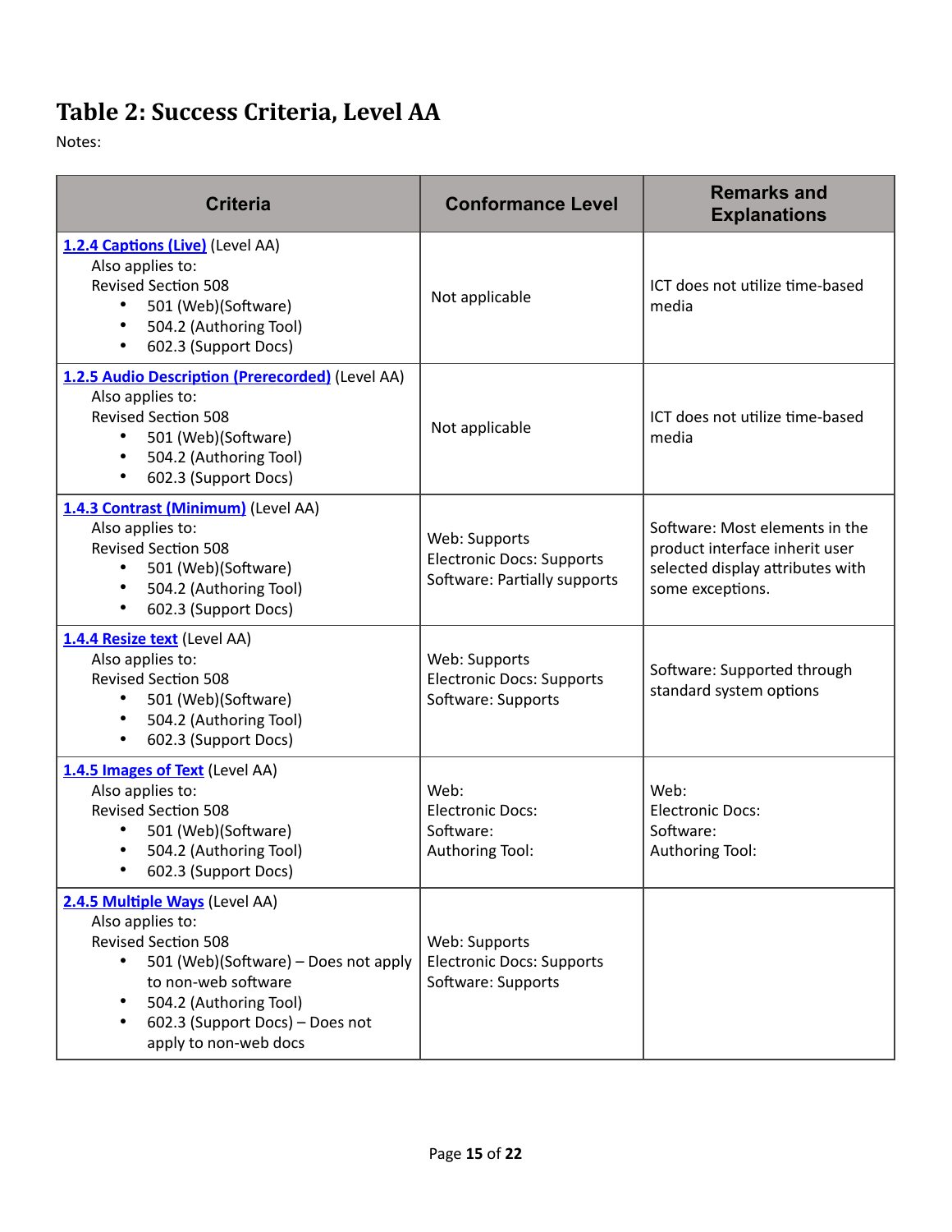# Table 2: Success Criteria, Level AA

Notes:

| Criteria | Conformance Level | Remarks and Explanations |
| --- | --- | --- |
| [1.2.4 Captions (Live)]() (Level AA)<br>Also applies to:<br>Revised Section 508<br>• 501 (Web)(Software)<br>• 504.2 (Authoring Tool)<br>• 602.3 (Support Docs) | Not applicable | ICT does not utilize time-based media |
| [1.2.5 Audio Description (Prerecorded)]() (Level AA)<br>Also applies to:<br>Revised Section 508<br>• 501 (Web)(Software)<br>• 504.2 (Authoring Tool)<br>• 602.3 (Support Docs) | Not applicable | ICT does not utilize time-based media |
| [1.4.3 Contrast (Minimum)]() (Level AA)<br>Also applies to:<br>Revised Section 508<br>• 501 (Web)(Software)<br>• 504.2 (Authoring Tool)<br>• 602.3 (Support Docs) | Web: Supports<br>Electronic Docs: Supports<br>Software: Partially supports | Software: Most elements in the product interface inherit user selected display attributes with some exceptions. |
| [1.4.4 Resize text]() (Level AA)<br>Also applies to:<br>Revised Section 508<br>• 501 (Web)(Software)<br>• 504.2 (Authoring Tool)<br>• 602.3 (Support Docs) | Web: Supports<br>Electronic Docs: Supports<br>Software: Supports | Software: Supported through standard system options |
| [1.4.5 Images of Text]() (Level AA)<br>Also applies to:<br>Revised Section 508<br>• 501 (Web)(Software)<br>• 504.2 (Authoring Tool)<br>• 602.3 (Support Docs) | Web:<br>Electronic Docs:<br>Software:<br>Authoring Tool: | Web:<br>Electronic Docs:<br>Software:<br>Authoring Tool: |
| [2.4.5 Multiple Ways]() (Level AA)<br>Also applies to:<br>Revised Section 508<br>• 501 (Web)(Software) – Does not apply to non-web software<br>• 504.2 (Authoring Tool)<br>• 602.3 (Support Docs) – Does not apply to non-web docs | Web: Supports<br>Electronic Docs: Supports<br>Software: Supports | |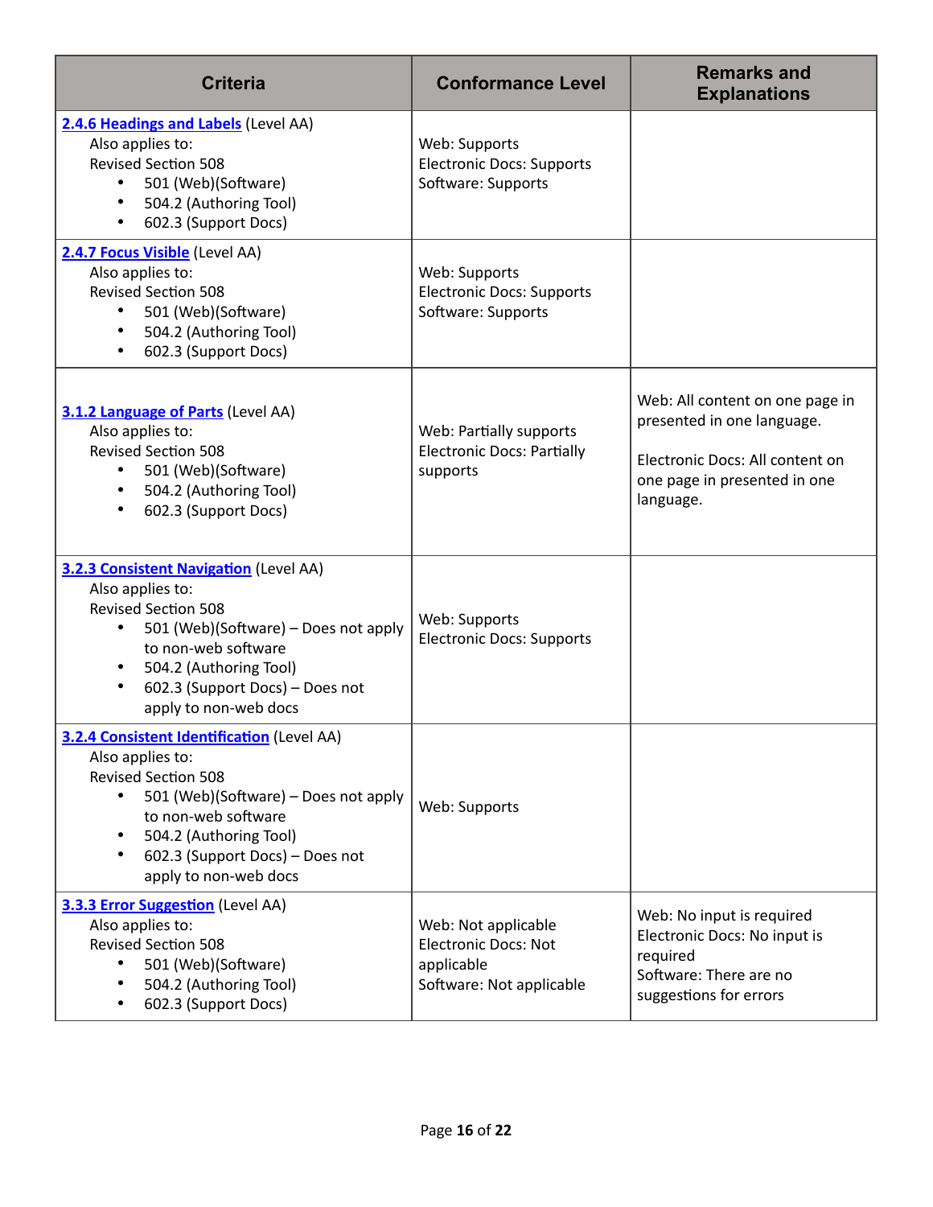| Criteria | Conformance Level | Remarks and Explanations |
|---|---|---|
| **2.4.6 Headings and Labels** (Level AA)<br>Also applies to:<br>Revised Section 508<br>• 501 (Web)(Software)<br>• 504.2 (Authoring Tool)<br>• 602.3 (Support Docs) | Web: Supports<br>Electronic Docs: Supports<br>Software: Supports | |
| **2.4.7 Focus Visible** (Level AA)<br>Also applies to:<br>Revised Section 508<br>• 501 (Web)(Software)<br>• 504.2 (Authoring Tool)<br>• 602.3 (Support Docs) | Web: Supports<br>Electronic Docs: Supports<br>Software: Supports | |
| **3.1.2 Language of Parts** (Level AA)<br>Also applies to:<br>Revised Section 508<br>• 501 (Web)(Software)<br>• 504.2 (Authoring Tool)<br>• 602.3 (Support Docs) | Web: Partially supports<br>Electronic Docs: Partially supports | Web: All content on one page in presented in one language.<br><br>Electronic Docs: All content on one page in presented in one language. |
| **3.2.3 Consistent Navigation** (Level AA)<br>Also applies to:<br>Revised Section 508<br>• 501 (Web)(Software) – Does not apply to non-web software<br>• 504.2 (Authoring Tool)<br>• 602.3 (Support Docs) – Does not apply to non-web docs | Web: Supports<br>Electronic Docs: Supports | |
| **3.2.4 Consistent Identification** (Level AA)<br>Also applies to:<br>Revised Section 508<br>• 501 (Web)(Software) – Does not apply to non-web software<br>• 504.2 (Authoring Tool)<br>• 602.3 (Support Docs) – Does not apply to non-web docs | Web: Supports | |
| **3.3.3 Error Suggestion** (Level AA)<br>Also applies to:<br>Revised Section 508<br>• 501 (Web)(Software)<br>• 504.2 (Authoring Tool)<br>• 602.3 (Support Docs) | Web: Not applicable<br>Electronic Docs: Not applicable<br>Software: Not applicable | Web: No input is required<br>Electronic Docs: No input is required<br>Software: There are no suggestions for errors |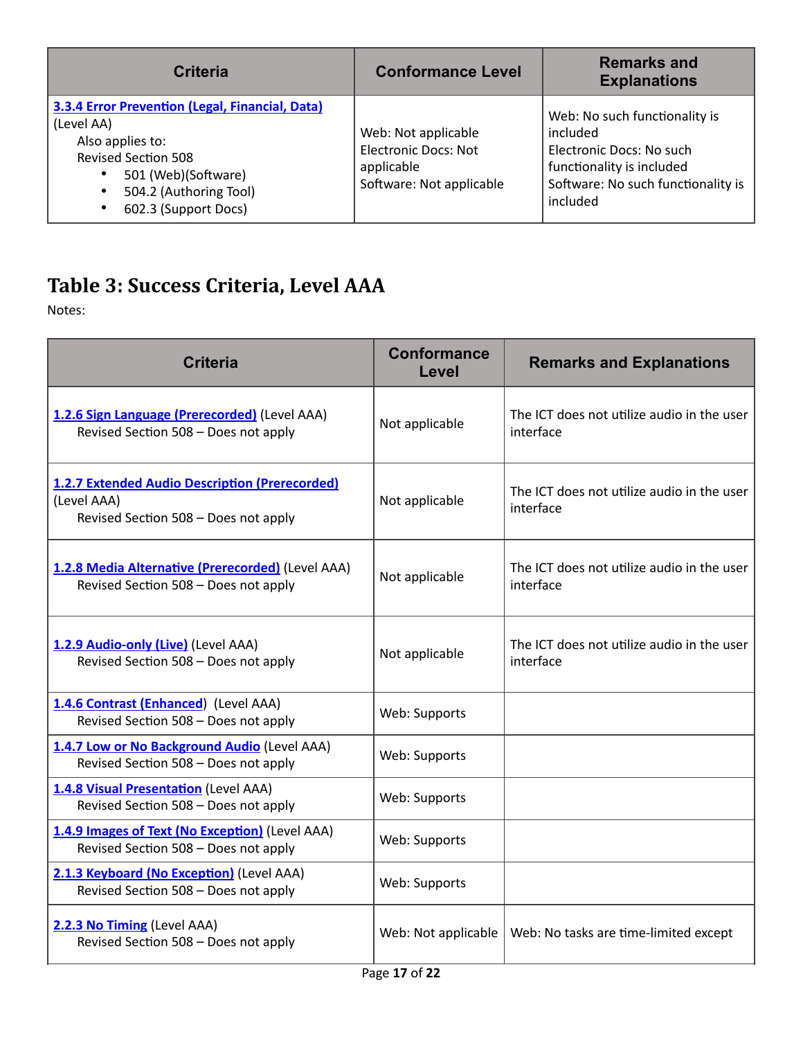| Criteria | Conformance Level | Remarks and Explanations |
| --- | --- | --- |
| [3.3.4 Error Prevention (Legal, Financial, Data)](#) (Level AA)<br>Also applies to:<br>Revised Section 508<br>• 501 (Web)(Software)<br>• 504.2 (Authoring Tool)<br>• 602.3 (Support Docs) | Web: Not applicable<br>Electronic Docs: Not applicable<br>Software: Not applicable | Web: No such functionality is included<br>Electronic Docs: No such functionality is included<br>Software: No such functionality is included |

## Table 3: Success Criteria, Level AAA

Notes:

| Criteria | Conformance Level | Remarks and Explanations |
| --- | --- | --- |
| [1.2.6 Sign Language (Prerecorded)](#) (Level AAA)<br>Revised Section 508 – Does not apply | Not applicable | The ICT does not utilize audio in the user interface |
| [1.2.7 Extended Audio Description (Prerecorded)](#) (Level AAA)<br>Revised Section 508 – Does not apply | Not applicable | The ICT does not utilize audio in the user interface |
| [1.2.8 Media Alternative (Prerecorded)](#) (Level AAA)<br>Revised Section 508 – Does not apply | Not applicable | The ICT does not utilize audio in the user interface |
| [1.2.9 Audio-only (Live)](#) (Level AAA)<br>Revised Section 508 – Does not apply | Not applicable | The ICT does not utilize audio in the user interface |
| [1.4.6 Contrast (Enhanced](#)) (Level AAA)<br>Revised Section 508 – Does not apply | Web: Supports | |
| [1.4.7 Low or No Background Audio](#) (Level AAA)<br>Revised Section 508 – Does not apply | Web: Supports | |
| [1.4.8 Visual Presentation](#) (Level AAA)<br>Revised Section 508 – Does not apply | Web: Supports | |
| [1.4.9 Images of Text (No Exception)](#) (Level AAA)<br>Revised Section 508 – Does not apply | Web: Supports | |
| [2.1.3 Keyboard (No Exception)](#) (Level AAA)<br>Revised Section 508 – Does not apply | Web: Supports | |
| [2.2.3 No Timing](#) (Level AAA)<br>Revised Section 508 – Does not apply | Web: Not applicable | Web: No tasks are time-limited except |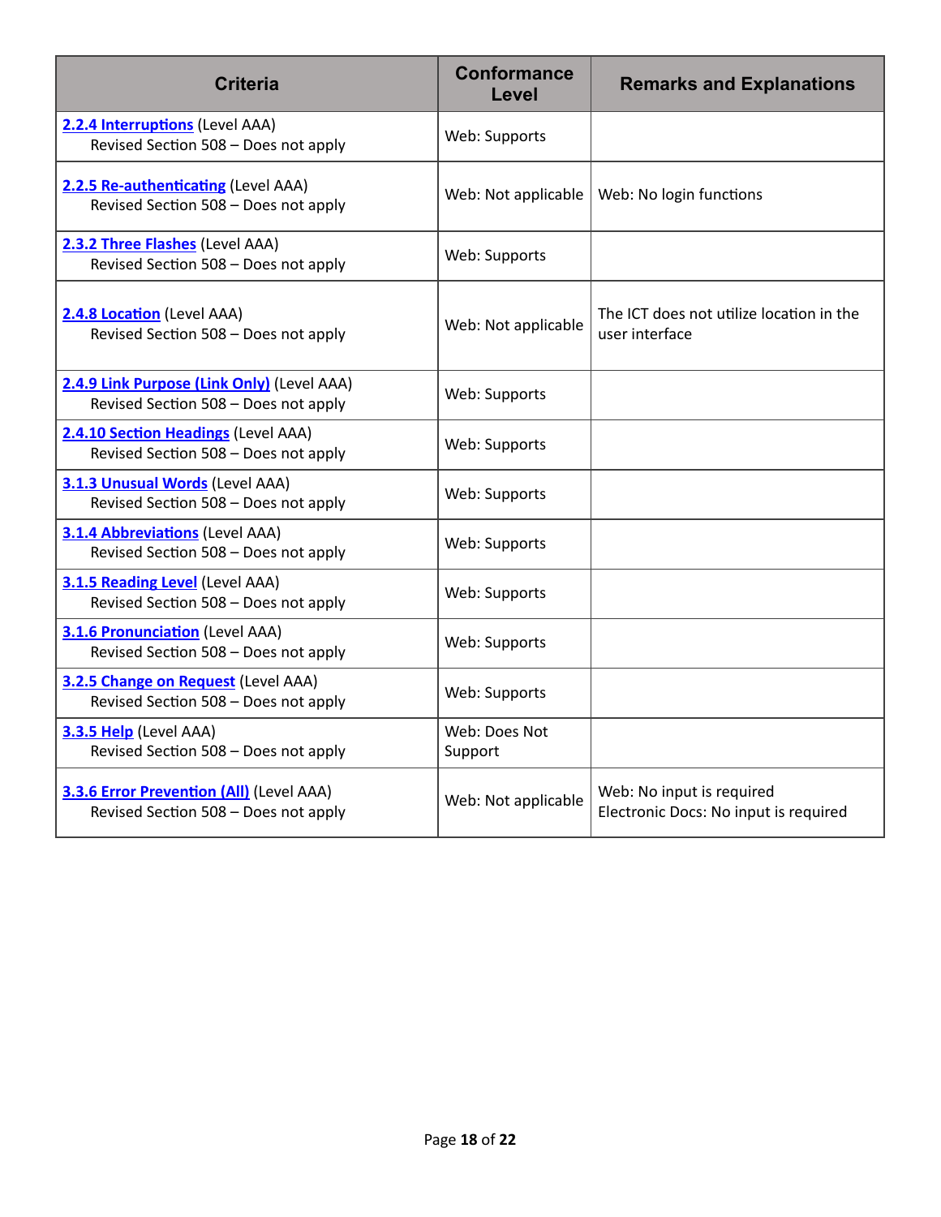| Criteria | Conformance Level | Remarks and Explanations |
|---|---|---|
| **2.2.4 Interruptions** (Level AAA)<br>Revised Section 508 – Does not apply | Web: Supports | |
| **2.2.5 Re-authenticating** (Level AAA)<br>Revised Section 508 – Does not apply | Web: Not applicable | Web: No login functions |
| **2.3.2 Three Flashes** (Level AAA)<br>Revised Section 508 – Does not apply | Web: Supports | |
| **2.4.8 Location** (Level AAA)<br>Revised Section 508 – Does not apply | Web: Not applicable | The ICT does not utilize location in the user interface |
| **2.4.9 Link Purpose (Link Only)** (Level AAA)<br>Revised Section 508 – Does not apply | Web: Supports | |
| **2.4.10 Section Headings** (Level AAA)<br>Revised Section 508 – Does not apply | Web: Supports | |
| **3.1.3 Unusual Words** (Level AAA)<br>Revised Section 508 – Does not apply | Web: Supports | |
| **3.1.4 Abbreviations** (Level AAA)<br>Revised Section 508 – Does not apply | Web: Supports | |
| **3.1.5 Reading Level** (Level AAA)<br>Revised Section 508 – Does not apply | Web: Supports | |
| **3.1.6 Pronunciation** (Level AAA)<br>Revised Section 508 – Does not apply | Web: Supports | |
| **3.2.5 Change on Request** (Level AAA)<br>Revised Section 508 – Does not apply | Web: Supports | |
| **3.3.5 Help** (Level AAA)<br>Revised Section 508 – Does not apply | Web: Does Not Support | |
| **3.3.6 Error Prevention (All)** (Level AAA)<br>Revised Section 508 – Does not apply | Web: Not applicable | Web: No input is required<br>Electronic Docs: No input is required |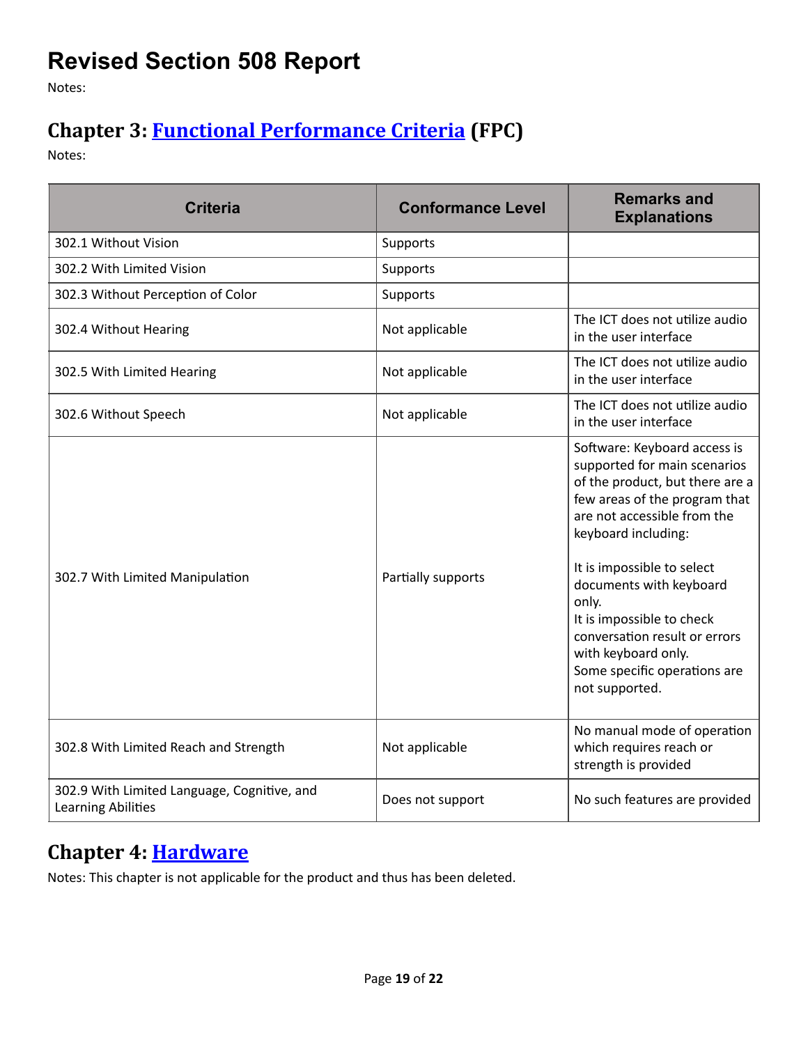# Revised Section 508 Report

Notes:

## Chapter 3: [Functional Performance Criteria](#) (FPC)

Notes:

| Criteria | Conformance Level | Remarks and Explanations |
| --- | --- | --- |
| 302.1 Without Vision | Supports | |
| 302.2 With Limited Vision | Supports | |
| 302.3 Without Perception of Color | Supports | |
| 302.4 Without Hearing | Not applicable | The ICT does not utilize audio in the user interface |
| 302.5 With Limited Hearing | Not applicable | The ICT does not utilize audio in the user interface |
| 302.6 Without Speech | Not applicable | The ICT does not utilize audio in the user interface |
| 302.7 With Limited Manipulation | Partially supports | Software: Keyboard access is supported for main scenarios of the product, but there are a few areas of the program that are not accessible from the keyboard including:<br><br>It is impossible to select documents with keyboard only.<br>It is impossible to check conversation result or errors with keyboard only.<br>Some specific operations are not supported. |
| 302.8 With Limited Reach and Strength | Not applicable | No manual mode of operation which requires reach or strength is provided |
| 302.9 With Limited Language, Cognitive, and Learning Abilities | Does not support | No such features are provided |

## Chapter 4: [Hardware](#)

Notes: This chapter is not applicable for the product and thus has been deleted.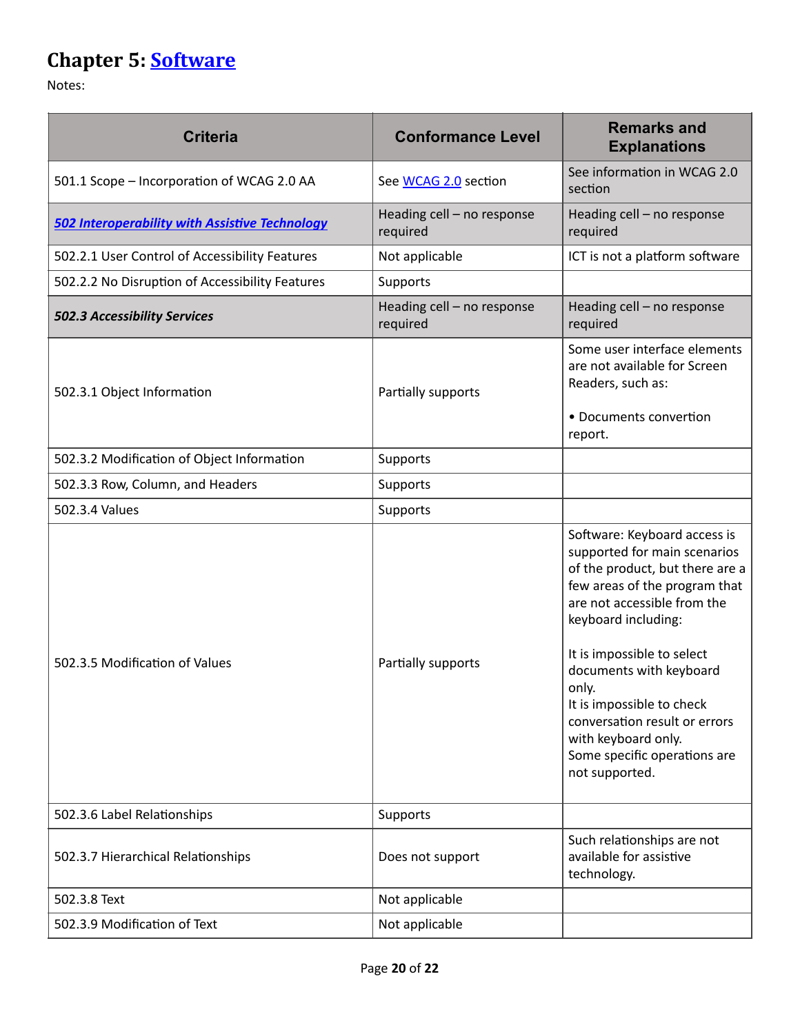# Chapter 5: [Software]

Notes:

| Criteria | Conformance Level | Remarks and Explanations |
| --- | --- | --- |
| 501.1 Scope – Incorporation of WCAG 2.0 AA | See WCAG 2.0 section | See information in WCAG 2.0 section |
| ***502 Interoperability with Assistive Technology*** | Heading cell – no response required | Heading cell – no response required |
| 502.2.1 User Control of Accessibility Features | Not applicable | ICT is not a platform software |
| 502.2.2 No Disruption of Accessibility Features | Supports | |
| ***502.3 Accessibility Services*** | Heading cell – no response required | Heading cell – no response required |
| 502.3.1 Object Information | Partially supports | Some user interface elements are not available for Screen Readers, such as:<br><br>• Documents convertion report. |
| 502.3.2 Modification of Object Information | Supports | |
| 502.3.3 Row, Column, and Headers | Supports | |
| 502.3.4 Values | Supports | |
| 502.3.5 Modification of Values | Partially supports | Software: Keyboard access is supported for main scenarios of the product, but there are a few areas of the program that are not accessible from the keyboard including:<br><br>It is impossible to select documents with keyboard only.<br>It is impossible to check conversation result or errors with keyboard only.<br>Some specific operations are not supported. |
| 502.3.6 Label Relationships | Supports | |
| 502.3.7 Hierarchical Relationships | Does not support | Such relationships are not available for assistive technology. |
| 502.3.8 Text | Not applicable | |
| 502.3.9 Modification of Text | Not applicable | |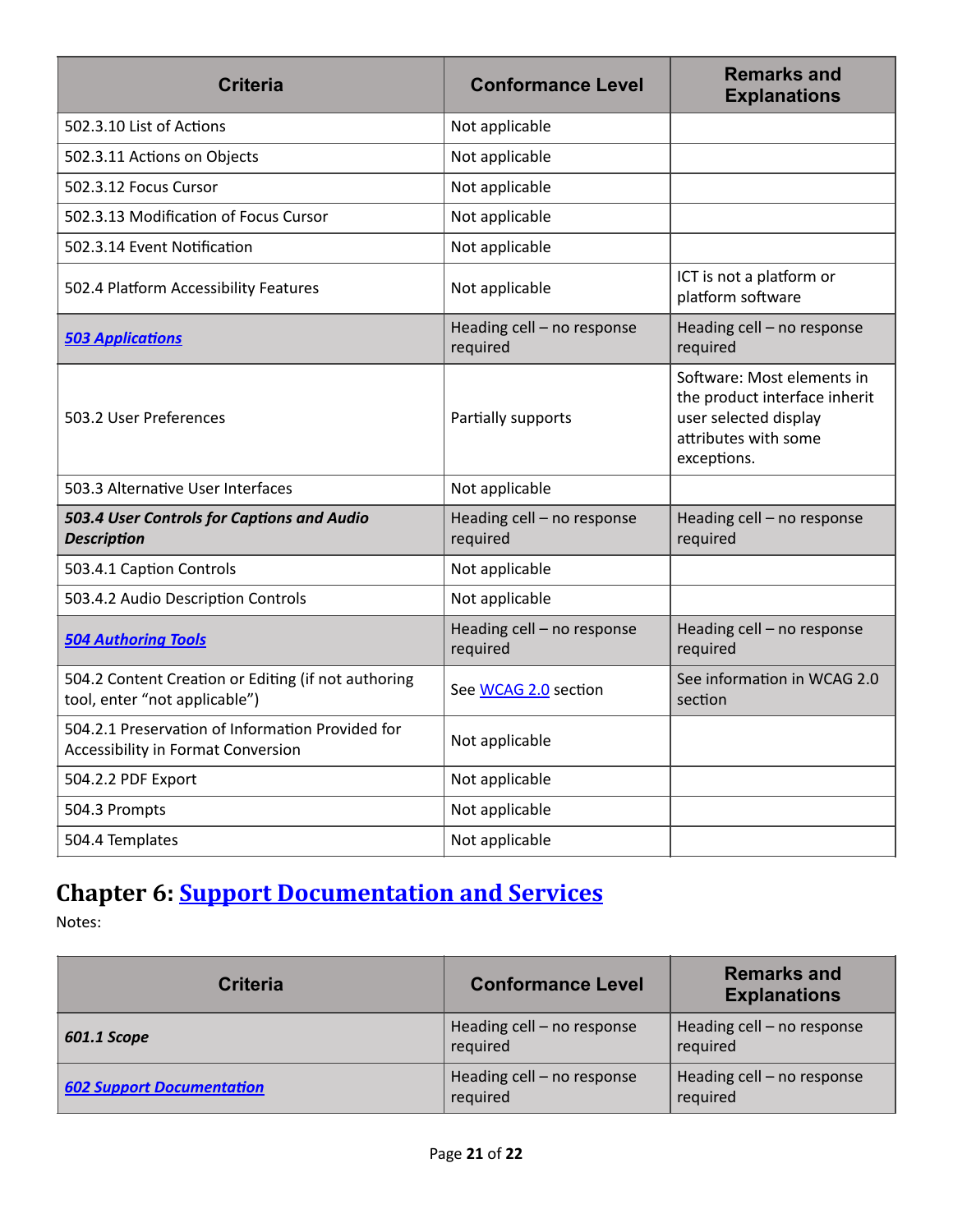| Criteria | Conformance Level | Remarks and Explanations |
|---|---|---|
| 502.3.10 List of Actions | Not applicable | |
| 502.3.11 Actions on Objects | Not applicable | |
| 502.3.12 Focus Cursor | Not applicable | |
| 502.3.13 Modification of Focus Cursor | Not applicable | |
| 502.3.14 Event Notification | Not applicable | |
| 502.4 Platform Accessibility Features | Not applicable | ICT is not a platform or platform software |
| ***503 Applications*** | Heading cell – no response required | Heading cell – no response required |
| 503.2 User Preferences | Partially supports | Software: Most elements in the product interface inherit user selected display attributes with some exceptions. |
| 503.3 Alternative User Interfaces | Not applicable | |
| ***503.4 User Controls for Captions and Audio Description*** | Heading cell – no response required | Heading cell – no response required |
| 503.4.1 Caption Controls | Not applicable | |
| 503.4.2 Audio Description Controls | Not applicable | |
| ***504 Authoring Tools*** | Heading cell – no response required | Heading cell – no response required |
| 504.2 Content Creation or Editing (if not authoring tool, enter “not applicable”) | See WCAG 2.0 section | See information in WCAG 2.0 section |
| 504.2.1 Preservation of Information Provided for Accessibility in Format Conversion | Not applicable | |
| 504.2.2 PDF Export | Not applicable | |
| 504.3 Prompts | Not applicable | |
| 504.4 Templates | Not applicable | |

## Chapter 6: Support Documentation and Services

Notes:

| Criteria | Conformance Level | Remarks and Explanations |
|---|---|---|
| ***601.1 Scope*** | Heading cell – no response required | Heading cell – no response required |
| ***602 Support Documentation*** | Heading cell – no response required | Heading cell – no response required |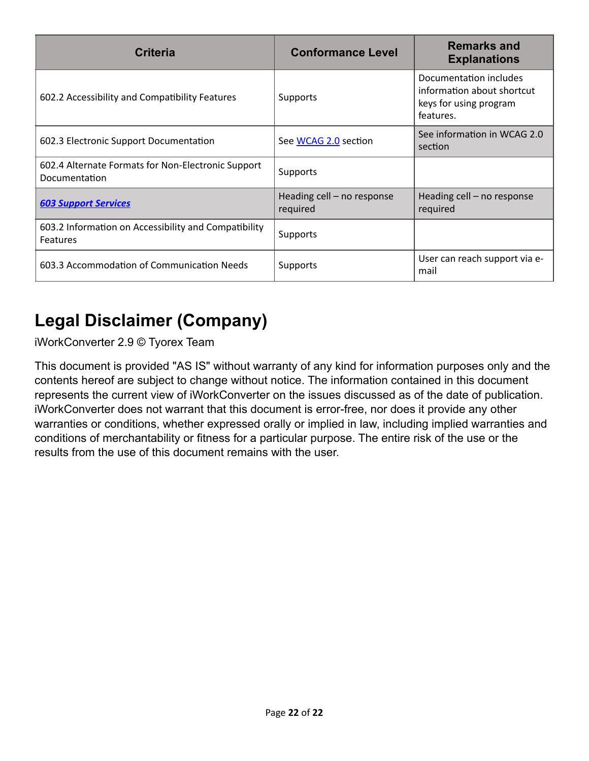| Criteria | Conformance Level | Remarks and Explanations |
| --- | --- | --- |
| 602.2 Accessibility and Compatibility Features | Supports | Documentation includes information about shortcut keys for using program features. |
| 602.3 Electronic Support Documentation | See WCAG 2.0 section | See information in WCAG 2.0 section |
| 602.4 Alternate Formats for Non-Electronic Support Documentation | Supports | |
| ***603 Support Services*** | Heading cell – no response required | Heading cell – no response required |
| 603.2 Information on Accessibility and Compatibility Features | Supports | |
| 603.3 Accommodation of Communication Needs | Supports | User can reach support via e-mail |

## Legal Disclaimer (Company)

iWorkConverter 2.9 © Tyorex Team

This document is provided "AS IS" without warranty of any kind for information purposes only and the contents hereof are subject to change without notice. The information contained in this document represents the current view of iWorkConverter on the issues discussed as of the date of publication. iWorkConverter does not warrant that this document is error-free, nor does it provide any other warranties or conditions, whether expressed orally or implied in law, including implied warranties and conditions of merchantability or fitness for a particular purpose. The entire risk of the use or the results from the use of this document remains with the user.